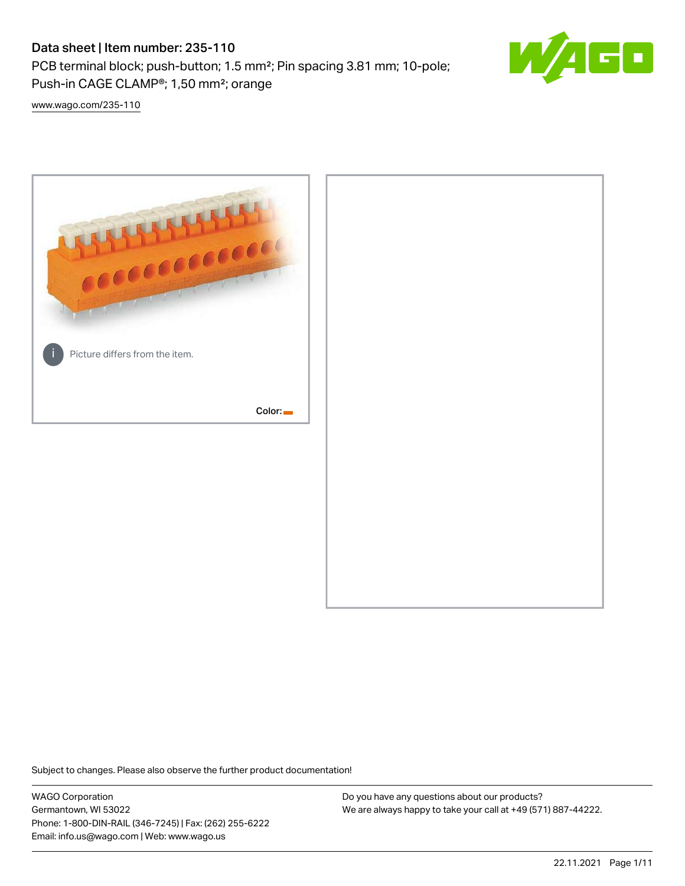# Data sheet | Item number: 235-110

PCB terminal block; push-button; 1.5 mm²; Pin spacing 3.81 mm; 10-pole; Push-in CAGE CLAMP®; 1,50 mm²; orange

www.wago.com/235-110

Picture differs from the item.

Color:

Subject to changes. Please also observe the further product documentation!

WAGO Corporation
Germantown, WI 53022
Phone: 1-800-DIN-RAIL (346-7245) | Fax: (262) 255-6222
Email: info.us@wago.com | Web: www.wago.us

Do you have any questions about our products?
We are always happy to take your call at +49 (571) 887-44222.

22.11.2021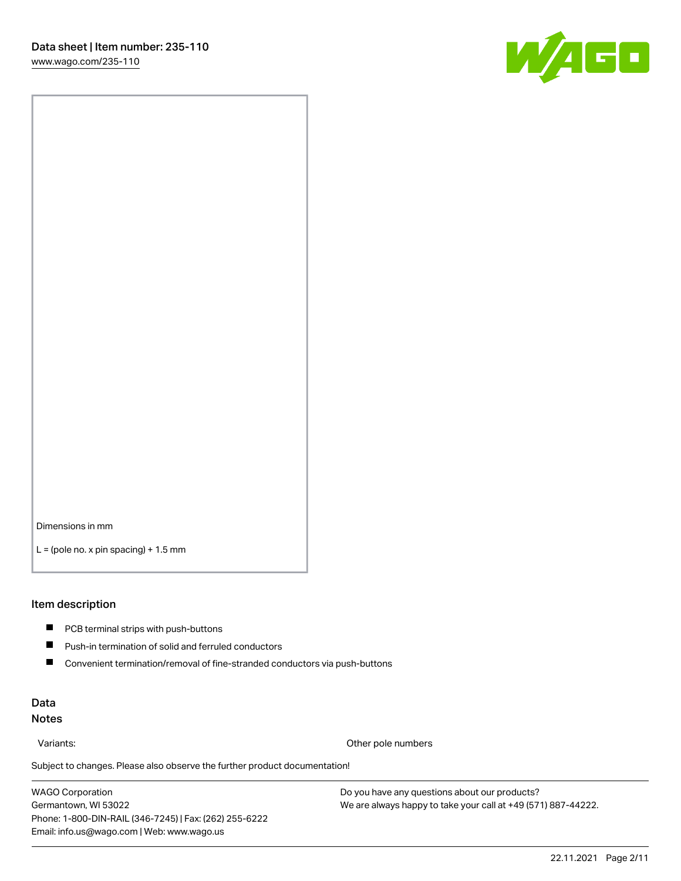Dimensions in mm

L = (pole no. x pin spacing) + 1.5 mm

## Item description

- PCB terminal strips with push-buttons
- Push-in termination of solid and ferruled conductors
- Convenient termination/removal of fine-stranded conductors via push-buttons

## Data

### Notes

| Variants: | Other pole numbers |
| --- | --- |

Subject to changes. Please also observe the further product documentation!

WAGO Corporation
Germantown, WI 53022
Phone: 1-800-DIN-RAIL (346-7245) | Fax: (262) 255-6222
Email: info.us@wago.com | Web: www.wago.us

Do you have any questions about our products?
We are always happy to take your call at +49 (571) 887-44222.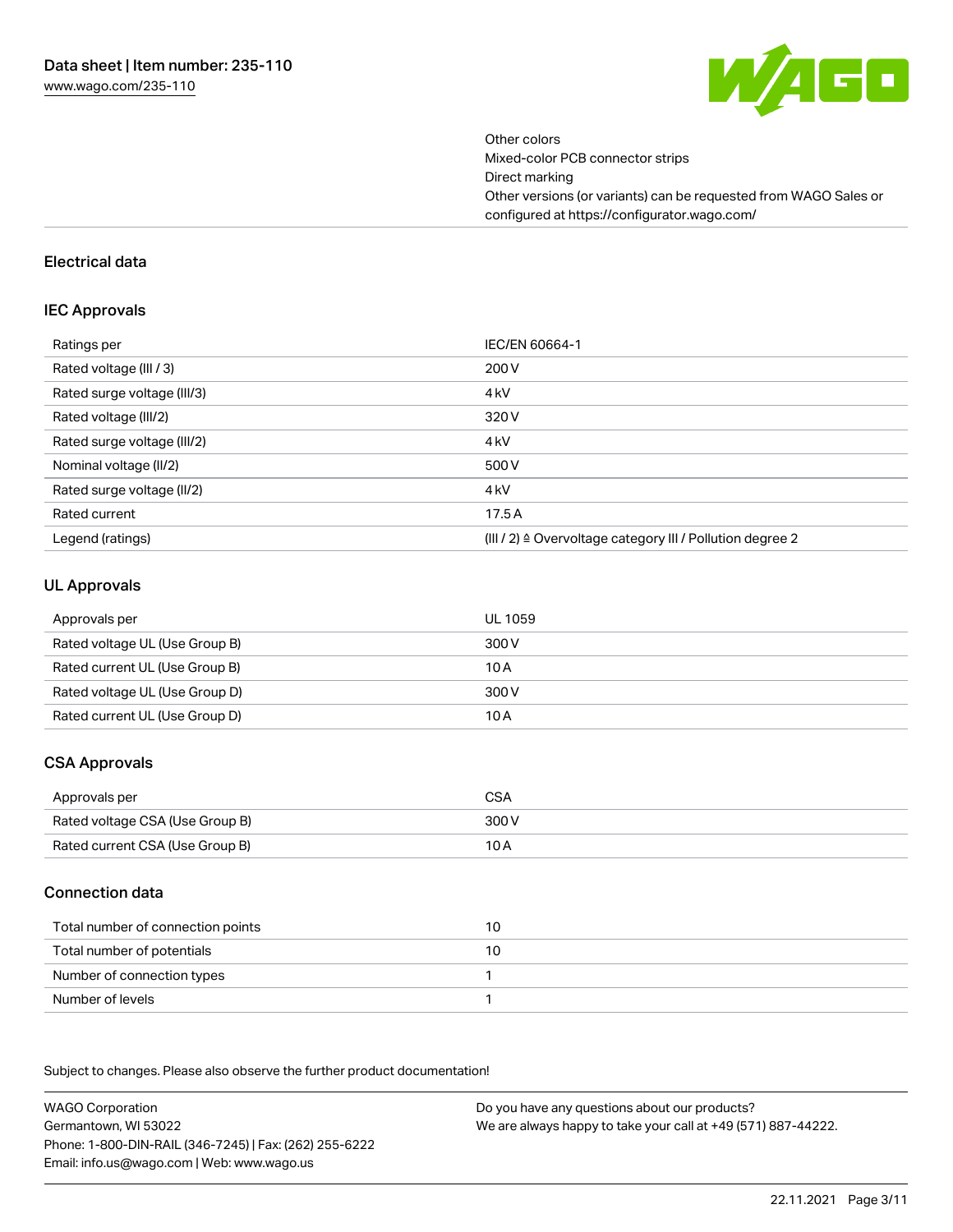Other colors
Mixed-color PCB connector strips
Direct marking
Other versions (or variants) can be requested from WAGO Sales or configured at https://configurator.wago.com/

## Electrical data

### IEC Approvals

| Ratings per | IEC/EN 60664-1 |
|---|---|
| Rated voltage (III / 3) | 200 V |
| Rated surge voltage (III/3) | 4 kV |
| Rated voltage (III/2) | 320 V |
| Rated surge voltage (III/2) | 4 kV |
| Nominal voltage (II/2) | 500 V |
| Rated surge voltage (II/2) | 4 kV |
| Rated current | 17.5 A |
| Legend (ratings) | (III / 2) ≙ Overvoltage category III / Pollution degree 2 |

### UL Approvals

| Approvals per | UL 1059 |
|---|---|
| Rated voltage UL (Use Group B) | 300 V |
| Rated current UL (Use Group B) | 10 A |
| Rated voltage UL (Use Group D) | 300 V |
| Rated current UL (Use Group D) | 10 A |

### CSA Approvals

| Approvals per | CSA |
|---|---|
| Rated voltage CSA (Use Group B) | 300 V |
| Rated current CSA (Use Group B) | 10 A |

### Connection data

| Total number of connection points | 10 |
|---|---|
| Total number of potentials | 10 |
| Number of connection types | 1 |
| Number of levels | 1 |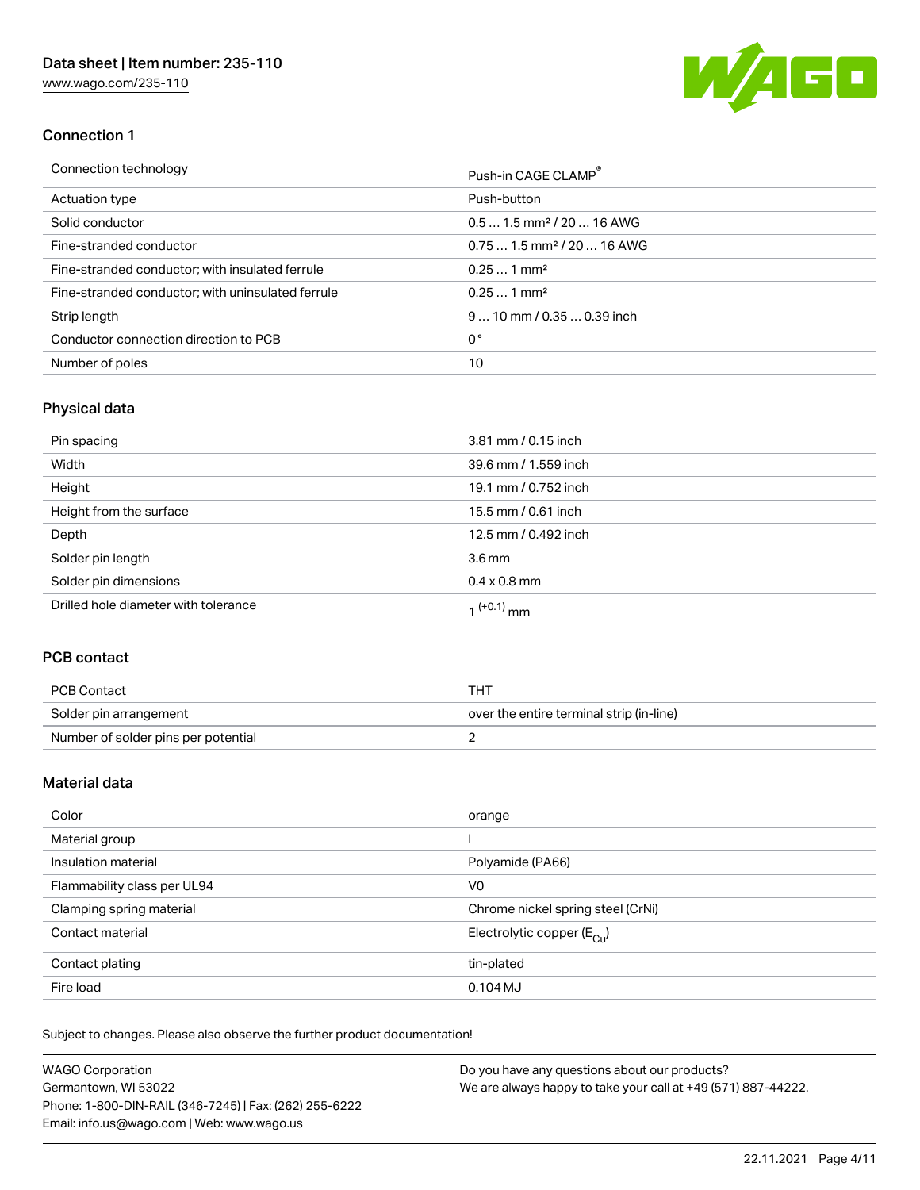## Connection 1

| Connection technology | Push-in CAGE CLAMP® |
| --- | --- |
| Actuation type | Push-button |
| Solid conductor | 0.5 … 1.5 mm² / 20 … 16 AWG |
| Fine-stranded conductor | 0.75 … 1.5 mm² / 20 … 16 AWG |
| Fine-stranded conductor; with insulated ferrule | 0.25 … 1 mm² |
| Fine-stranded conductor; with uninsulated ferrule | 0.25 … 1 mm² |
| Strip length | 9 … 10 mm / 0.35 … 0.39 inch |
| Conductor connection direction to PCB | 0 ° |
| Number of poles | 10 |

## Physical data

| Pin spacing | 3.81 mm / 0.15 inch |
| --- | --- |
| Width | 39.6 mm / 1.559 inch |
| Height | 19.1 mm / 0.752 inch |
| Height from the surface | 15.5 mm / 0.61 inch |
| Depth | 12.5 mm / 0.492 inch |
| Solder pin length | 3.6 mm |
| Solder pin dimensions | 0.4 x 0.8 mm |
| Drilled hole diameter with tolerance | $1^{(+0.1)}$ mm |

## PCB contact

| PCB Contact | THT |
| --- | --- |
| Solder pin arrangement | over the entire terminal strip (in-line) |
| Number of solder pins per potential | 2 |

## Material data

| Color | orange |
| --- | --- |
| Material group | I |
| Insulation material | Polyamide (PA66) |
| Flammability class per UL94 | V0 |
| Clamping spring material | Chrome nickel spring steel (CrNi) |
| Contact material | Electrolytic copper ($E_{Cu}$) |
| Contact plating | tin-plated |
| Fire load | 0.104 MJ |

Subject to changes. Please also observe the further product documentation!

WAGO Corporation
Germantown, WI 53022
Phone: 1-800-DIN-RAIL (346-7245) | Fax: (262) 255-6222
Email: info.us@wago.com | Web: www.wago.us

Do you have any questions about our products?
We are always happy to take your call at +49 (571) 887-44222.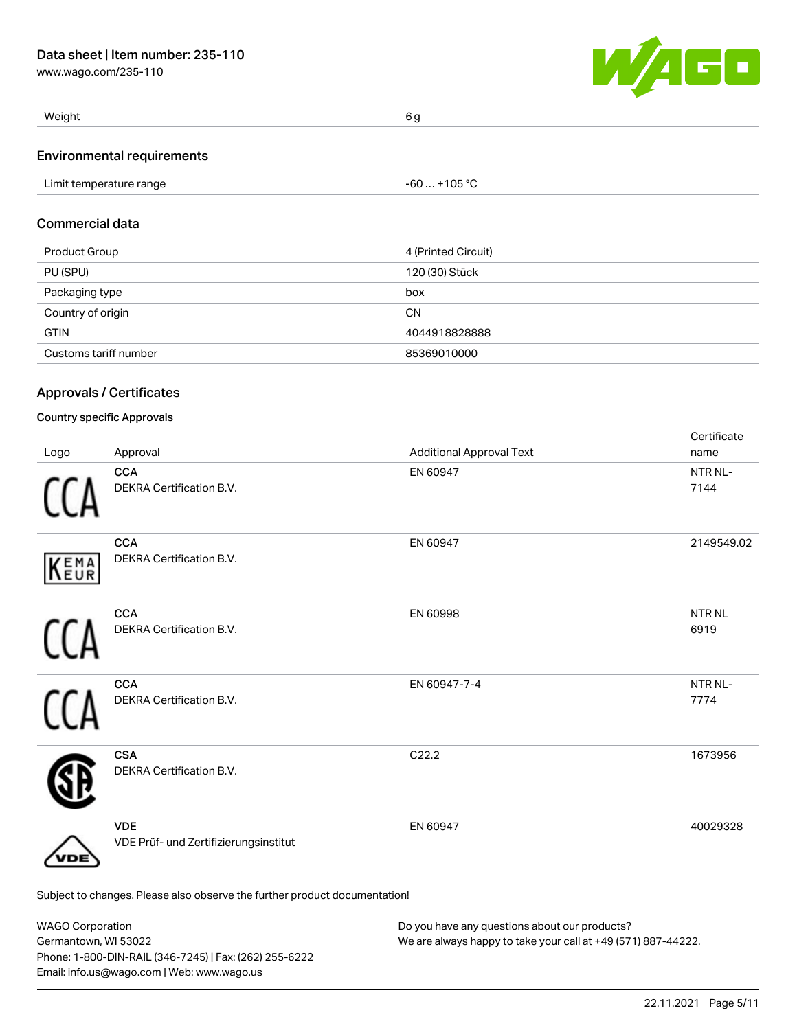| Weight | 6 g |
| --- | --- |

## Environmental requirements

| Limit temperature range | -60 … +105 °C |
| --- | --- |

## Commercial data

| Product Group | 4 (Printed Circuit) |
| --- | --- |
| PU (SPU) | 120 (30) Stück |
| Packaging type | box |
| Country of origin | CN |
| GTIN | 4044918828888 |
| Customs tariff number | 85369010000 |

## Approvals / Certificates

### Country specific Approvals

| Logo | Approval | Additional Approval Text | Certificate name |
| --- | --- | --- | --- |
| | **CCA** DEKRA Certification B.V. | EN 60947 | NTR NL-7144 |
| | **CCA** DEKRA Certification B.V. | EN 60947 | 2149549.02 |
| | **CCA** DEKRA Certification B.V. | EN 60998 | NTR NL 6919 |
| | **CCA** DEKRA Certification B.V. | EN 60947-7-4 | NTR NL-7774 |
| | **CSA** DEKRA Certification B.V. | C22.2 | 1673956 |
| | **VDE** VDE Prüf- und Zertifizierungsinstitut | EN 60947 | 40029328 |

Subject to changes. Please also observe the further product documentation!

WAGO Corporation
Germantown, WI 53022
Phone: 1-800-DIN-RAIL (346-7245) | Fax: (262) 255-6222
Email: info.us@wago.com | Web: www.wago.us

Do you have any questions about our products?
We are always happy to take your call at +49 (571) 887-44222.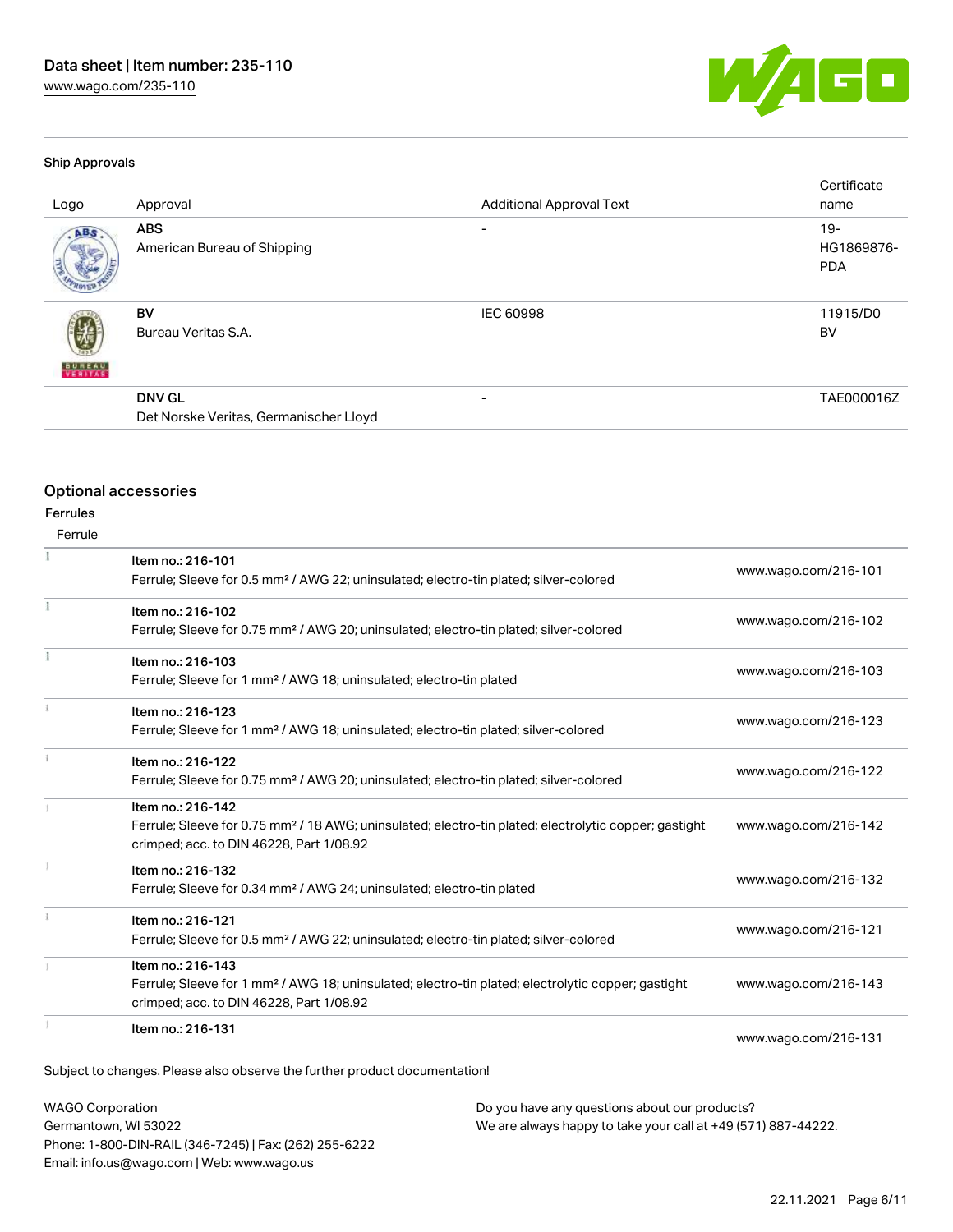### Ship Approvals

| Logo | Approval | Additional Approval Text | Certificate name |
|---|---|---|---|
| | **ABS**<br>American Bureau of Shipping | - | 19-HG1869876-PDA |
| | **BV**<br>Bureau Veritas S.A. | IEC 60998 | 11915/D0 BV |
| | **DNV GL**<br>Det Norske Veritas, Germanischer Lloyd | - | TAE000016Z |

## Optional accessories

### Ferrules

| Ferrule | | |
|---|---|---|
| | **Item no.: 216-101**<br>Ferrule; Sleeve for 0.5 mm² / AWG 22; uninsulated; electro-tin plated; silver-colored | www.wago.com/216-101 |
| | **Item no.: 216-102**<br>Ferrule; Sleeve for 0.75 mm² / AWG 20; uninsulated; electro-tin plated; silver-colored | www.wago.com/216-102 |
| | **Item no.: 216-103**<br>Ferrule; Sleeve for 1 mm² / AWG 18; uninsulated; electro-tin plated | www.wago.com/216-103 |
| | **Item no.: 216-123**<br>Ferrule; Sleeve for 1 mm² / AWG 18; uninsulated; electro-tin plated; silver-colored | www.wago.com/216-123 |
| | **Item no.: 216-122**<br>Ferrule; Sleeve for 0.75 mm² / AWG 20; uninsulated; electro-tin plated; silver-colored | www.wago.com/216-122 |
| | **Item no.: 216-142**<br>Ferrule; Sleeve for 0.75 mm² / 18 AWG; uninsulated; electro-tin plated; electrolytic copper; gastight crimped; acc. to DIN 46228, Part 1/08.92 | www.wago.com/216-142 |
| | **Item no.: 216-132**<br>Ferrule; Sleeve for 0.34 mm² / AWG 24; uninsulated; electro-tin plated | www.wago.com/216-132 |
| | **Item no.: 216-121**<br>Ferrule; Sleeve for 0.5 mm² / AWG 22; uninsulated; electro-tin plated; silver-colored | www.wago.com/216-121 |
| | **Item no.: 216-143**<br>Ferrule; Sleeve for 1 mm² / AWG 18; uninsulated; electro-tin plated; electrolytic copper; gastight crimped; acc. to DIN 46228, Part 1/08.92 | www.wago.com/216-143 |
| | **Item no.: 216-131** | www.wago.com/216-131 |

Subject to changes. Please also observe the further product documentation!

WAGO Corporation
Germantown, WI 53022
Phone: 1-800-DIN-RAIL (346-7245) | Fax: (262) 255-6222
Email: info.us@wago.com | Web: www.wago.us

Do you have any questions about our products?
We are always happy to take your call at +49 (571) 887-44222.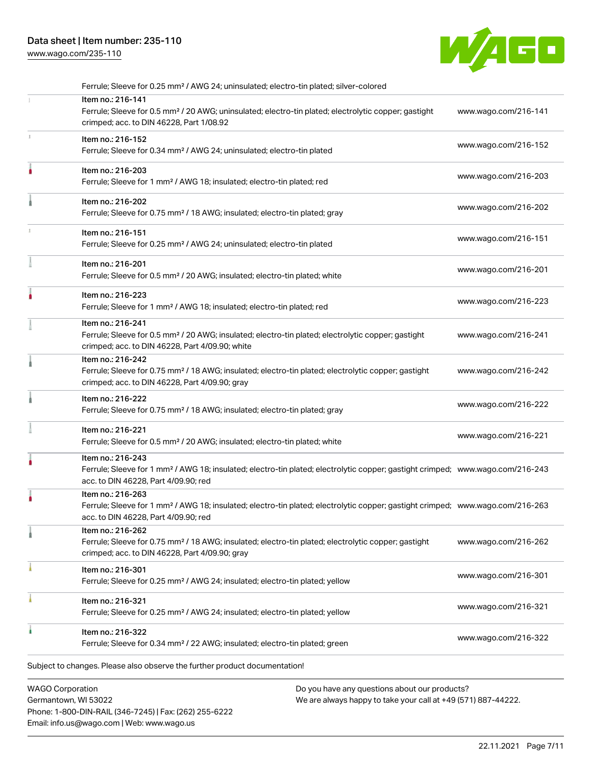Ferrule; Sleeve for 0.25 mm² / AWG 24; uninsulated; electro-tin plated; silver-colored

| Item | Link |
|---|---|
| Item no.: 216-141<br>Ferrule; Sleeve for 0.5 mm² / 20 AWG; uninsulated; electro-tin plated; electrolytic copper; gastight crimped; acc. to DIN 46228, Part 1/08.92 | www.wago.com/216-141 |
| Item no.: 216-152<br>Ferrule; Sleeve for 0.34 mm² / AWG 24; uninsulated; electro-tin plated | www.wago.com/216-152 |
| Item no.: 216-203<br>Ferrule; Sleeve for 1 mm² / AWG 18; insulated; electro-tin plated; red | www.wago.com/216-203 |
| Item no.: 216-202<br>Ferrule; Sleeve for 0.75 mm² / 18 AWG; insulated; electro-tin plated; gray | www.wago.com/216-202 |
| Item no.: 216-151<br>Ferrule; Sleeve for 0.25 mm² / AWG 24; uninsulated; electro-tin plated | www.wago.com/216-151 |
| Item no.: 216-201<br>Ferrule; Sleeve for 0.5 mm² / 20 AWG; insulated; electro-tin plated; white | www.wago.com/216-201 |
| Item no.: 216-223<br>Ferrule; Sleeve for 1 mm² / AWG 18; insulated; electro-tin plated; red | www.wago.com/216-223 |
| Item no.: 216-241<br>Ferrule; Sleeve for 0.5 mm² / 20 AWG; insulated; electro-tin plated; electrolytic copper; gastight crimped; acc. to DIN 46228, Part 4/09.90; white | www.wago.com/216-241 |
| Item no.: 216-242<br>Ferrule; Sleeve for 0.75 mm² / 18 AWG; insulated; electro-tin plated; electrolytic copper; gastight crimped; acc. to DIN 46228, Part 4/09.90; gray | www.wago.com/216-242 |
| Item no.: 216-222<br>Ferrule; Sleeve for 0.75 mm² / 18 AWG; insulated; electro-tin plated; gray | www.wago.com/216-222 |
| Item no.: 216-221<br>Ferrule; Sleeve for 0.5 mm² / 20 AWG; insulated; electro-tin plated; white | www.wago.com/216-221 |
| Item no.: 216-243<br>Ferrule; Sleeve for 1 mm² / AWG 18; insulated; electro-tin plated; electrolytic copper; gastight crimped; acc. to DIN 46228, Part 4/09.90; red | www.wago.com/216-243 |
| Item no.: 216-263<br>Ferrule; Sleeve for 1 mm² / AWG 18; insulated; electro-tin plated; electrolytic copper; gastight crimped; acc. to DIN 46228, Part 4/09.90; red | www.wago.com/216-263 |
| Item no.: 216-262<br>Ferrule; Sleeve for 0.75 mm² / 18 AWG; insulated; electro-tin plated; electrolytic copper; gastight crimped; acc. to DIN 46228, Part 4/09.90; gray | www.wago.com/216-262 |
| Item no.: 216-301<br>Ferrule; Sleeve for 0.25 mm² / AWG 24; insulated; electro-tin plated; yellow | www.wago.com/216-301 |
| Item no.: 216-321<br>Ferrule; Sleeve for 0.25 mm² / AWG 24; insulated; electro-tin plated; yellow | www.wago.com/216-321 |
| Item no.: 216-322<br>Ferrule; Sleeve for 0.34 mm² / 22 AWG; insulated; electro-tin plated; green | www.wago.com/216-322 |

Subject to changes. Please also observe the further product documentation!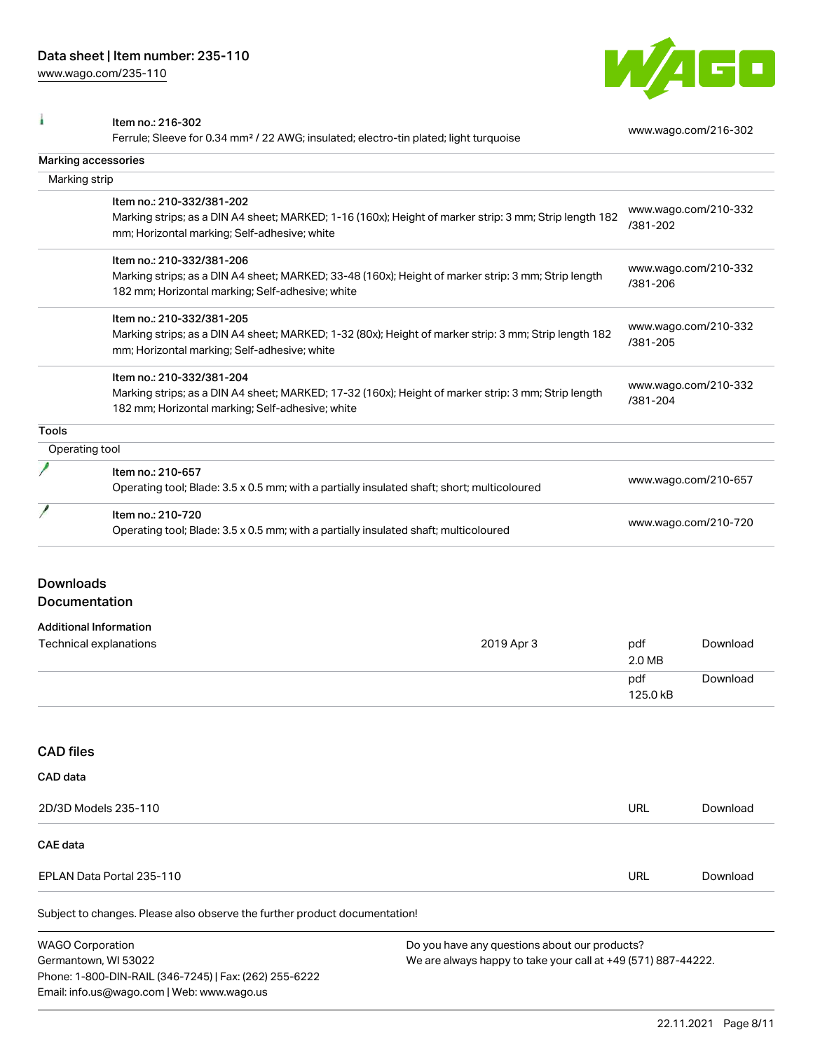| | | |
|---|---|---|
| | Item no.: 216-302<br>Ferrule; Sleeve for 0.34 mm² / 22 AWG; insulated; electro-tin plated; light turquoise | www.wago.com/216-302 |

**Marking accessories**

Marking strip

| | | |
|---|---|---|
| | Item no.: 210-332/381-202<br>Marking strips; as a DIN A4 sheet; MARKED; 1-16 (160x); Height of marker strip: 3 mm; Strip length 182 mm; Horizontal marking; Self-adhesive; white | www.wago.com/210-332/381-202 |
| | Item no.: 210-332/381-206<br>Marking strips; as a DIN A4 sheet; MARKED; 33-48 (160x); Height of marker strip: 3 mm; Strip length 182 mm; Horizontal marking; Self-adhesive; white | www.wago.com/210-332/381-206 |
| | Item no.: 210-332/381-205<br>Marking strips; as a DIN A4 sheet; MARKED; 1-32 (80x); Height of marker strip: 3 mm; Strip length 182 mm; Horizontal marking; Self-adhesive; white | www.wago.com/210-332/381-205 |
| | Item no.: 210-332/381-204<br>Marking strips; as a DIN A4 sheet; MARKED; 17-32 (160x); Height of marker strip: 3 mm; Strip length 182 mm; Horizontal marking; Self-adhesive; white | www.wago.com/210-332/381-204 |

**Tools**

Operating tool

| | | |
|---|---|---|
| | Item no.: 210-657<br>Operating tool; Blade: 3.5 x 0.5 mm; with a partially insulated shaft; short; multicoloured | www.wago.com/210-657 |
| | Item no.: 210-720<br>Operating tool; Blade: 3.5 x 0.5 mm; with a partially insulated shaft; multicoloured | www.wago.com/210-720 |

## Downloads
## Documentation

**Additional Information**

| | | | |
|---|---|---|---|
| Technical explanations | 2019 Apr 3 | pdf<br>2.0 MB | Download |
| | | pdf<br>125.0 kB | Download |

## CAD files

**CAD data**

| | | |
|---|---|---|
| 2D/3D Models 235-110 | URL | Download |

**CAE data**

| | | |
|---|---|---|
| EPLAN Data Portal 235-110 | URL | Download |

Subject to changes. Please also observe the further product documentation!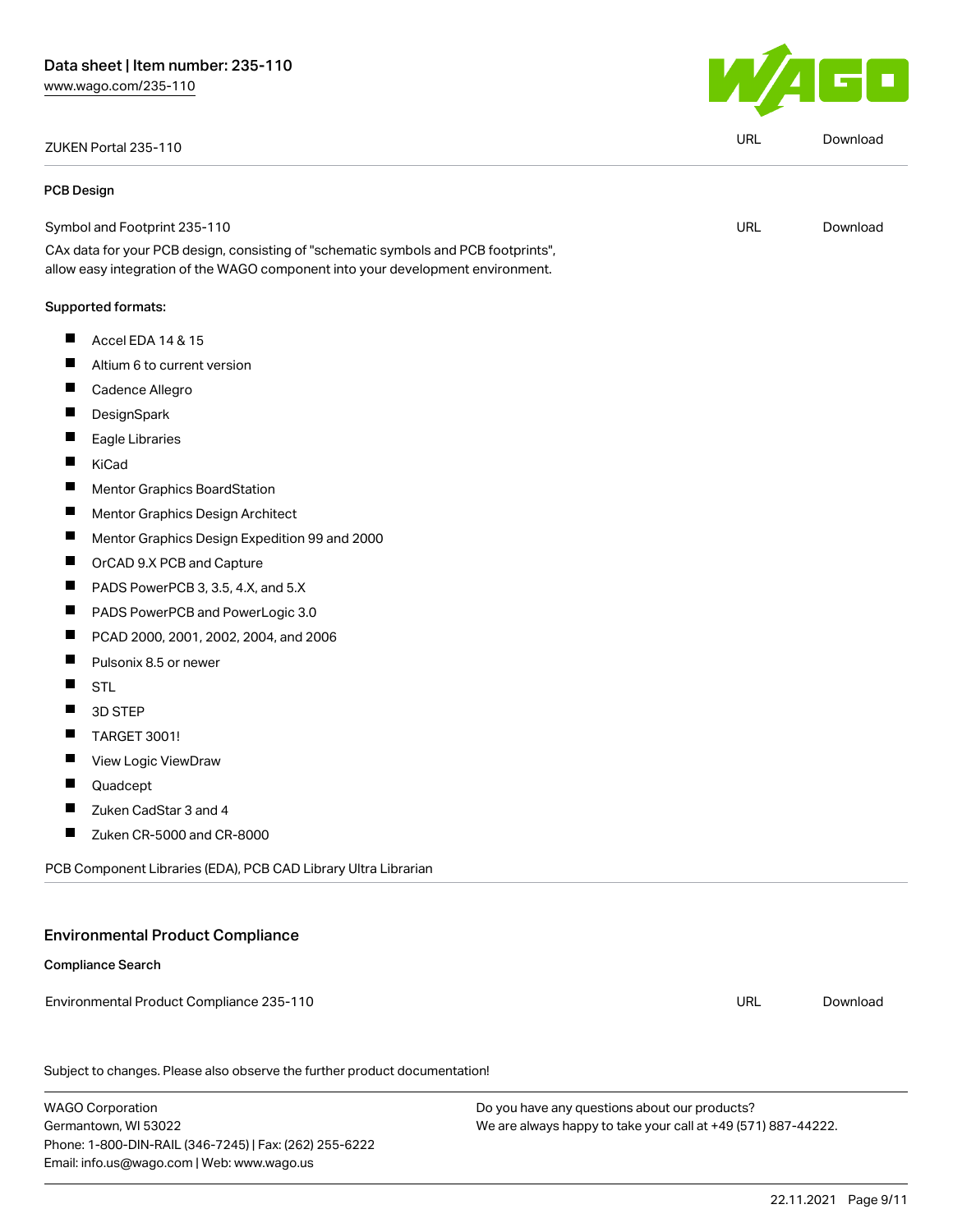| ZUKEN Portal 235-110 | URL | Download |
|---|---|---|

### PCB Design

| Symbol and Footprint 235-110 | URL | Download |
|---|---|---|

CAx data for your PCB design, consisting of "schematic symbols and PCB footprints", allow easy integration of the WAGO component into your development environment.

Supported formats:

- Accel EDA 14 & 15
- Altium 6 to current version
- Cadence Allegro
- DesignSpark
- Eagle Libraries
- KiCad
- Mentor Graphics BoardStation
- Mentor Graphics Design Architect
- Mentor Graphics Design Expedition 99 and 2000
- OrCAD 9.X PCB and Capture
- PADS PowerPCB 3, 3.5, 4.X, and 5.X
- PADS PowerPCB and PowerLogic 3.0
- PCAD 2000, 2001, 2002, 2004, and 2006
- Pulsonix 8.5 or newer
- STL
- 3D STEP
- TARGET 3001!
- View Logic ViewDraw
- Quadcept
- Zuken CadStar 3 and 4
- Zuken CR-5000 and CR-8000

PCB Component Libraries (EDA), PCB CAD Library Ultra Librarian

## Environmental Product Compliance

### Compliance Search

| Environmental Product Compliance 235-110 | URL | Download |
|---|---|---|

Subject to changes. Please also observe the further product documentation!

WAGO Corporation
Germantown, WI 53022
Phone: 1-800-DIN-RAIL (346-7245) | Fax: (262) 255-6222
Email: info.us@wago.com | Web: www.wago.us

Do you have any questions about our products?
We are always happy to take your call at +49 (571) 887-44222.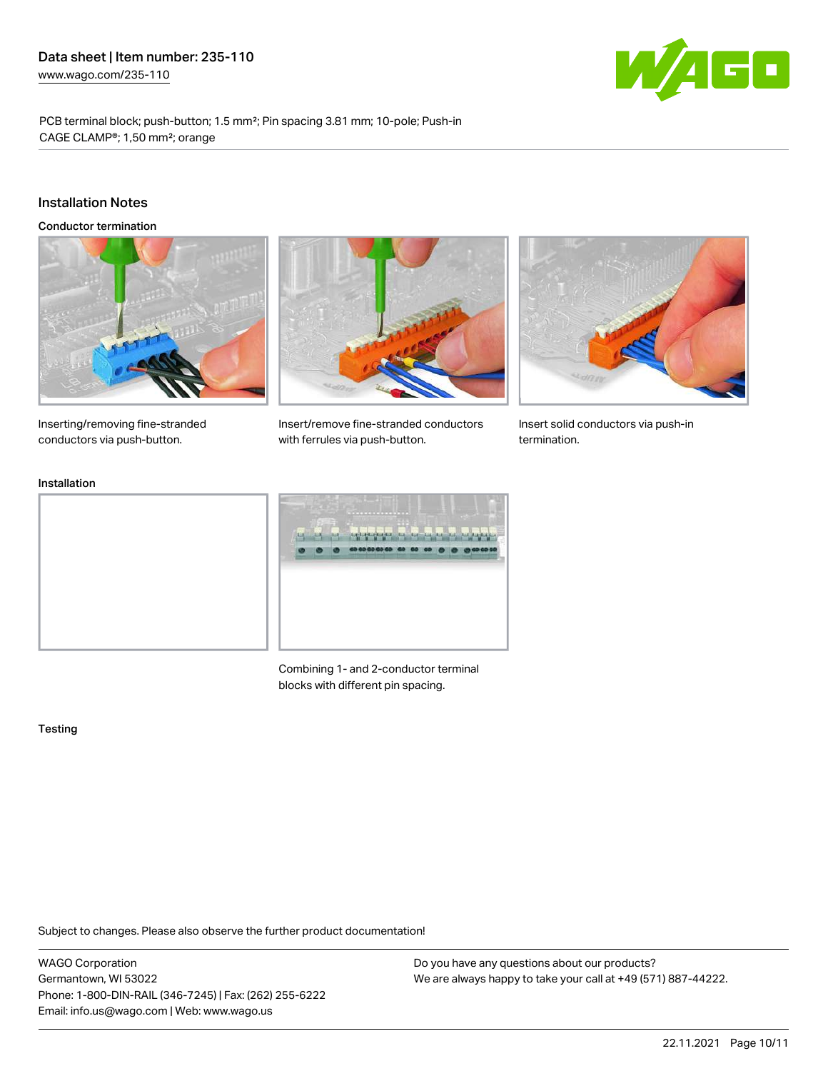# Data sheet | Item number: 235-110

www.wago.com/235-110

PCB terminal block; push-button; 1.5 mm²; Pin spacing 3.81 mm; 10-pole; Push-in CAGE CLAMP®; 1,50 mm²; orange

## Installation Notes

### Conductor termination

Inserting/removing fine-stranded conductors via push-button.

Insert/remove fine-stranded conductors with ferrules via push-button.

Insert solid conductors via push-in termination.

### Installation

Combining 1- and 2-conductor terminal blocks with different pin spacing.

### Testing

Subject to changes. Please also observe the further product documentation!

WAGO Corporation
Germantown, WI 53022
Phone: 1-800-DIN-RAIL (346-7245) | Fax: (262) 255-6222
Email: info.us@wago.com | Web: www.wago.us

Do you have any questions about our products?
We are always happy to take your call at +49 (571) 887-44222.

22.11.2021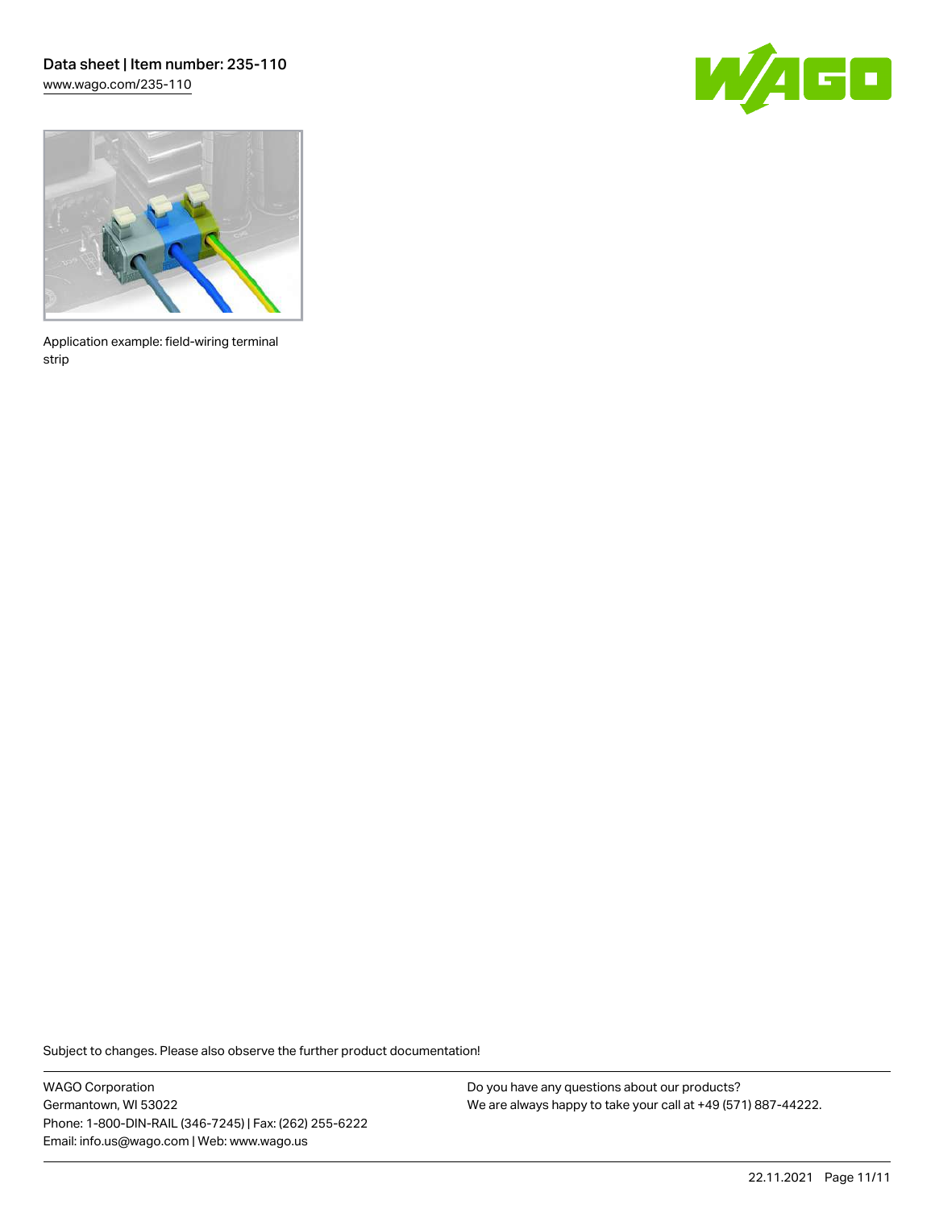Application example: field-wiring terminal strip

Subject to changes. Please also observe the further product documentation!

WAGO Corporation
Germantown, WI 53022
Phone: 1-800-DIN-RAIL (346-7245) | Fax: (262) 255-6222
Email: info.us@wago.com | Web: www.wago.us

Do you have any questions about our products?
We are always happy to take your call at +49 (571) 887-44222.